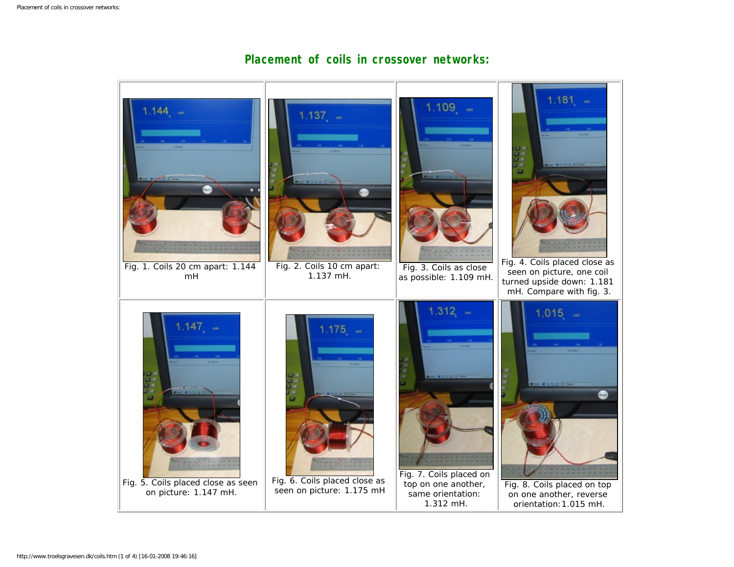# Placement of coils in crossover networks:

Fig. 1. Coils 20 cm apart: 1.144 mH

Fig. 2. Coils 10 cm apart: 1.137 mH.

Fig. 3. Coils as close as possible: 1.109 mH.

Fig. 4. Coils placed close as seen on picture, one coil turned upside down: 1.181 mH. Compare with fig. 3.

Fig. 5. Coils placed close as seen on picture: 1.147 mH.

Fig. 6. Coils placed close as seen on picture: 1.175 mH

Fig. 7. Coils placed on top on one another, same orientation: 1.312 mH.

Fig. 8. Coils placed on top on one another, reverse orientation: 1.015 mH.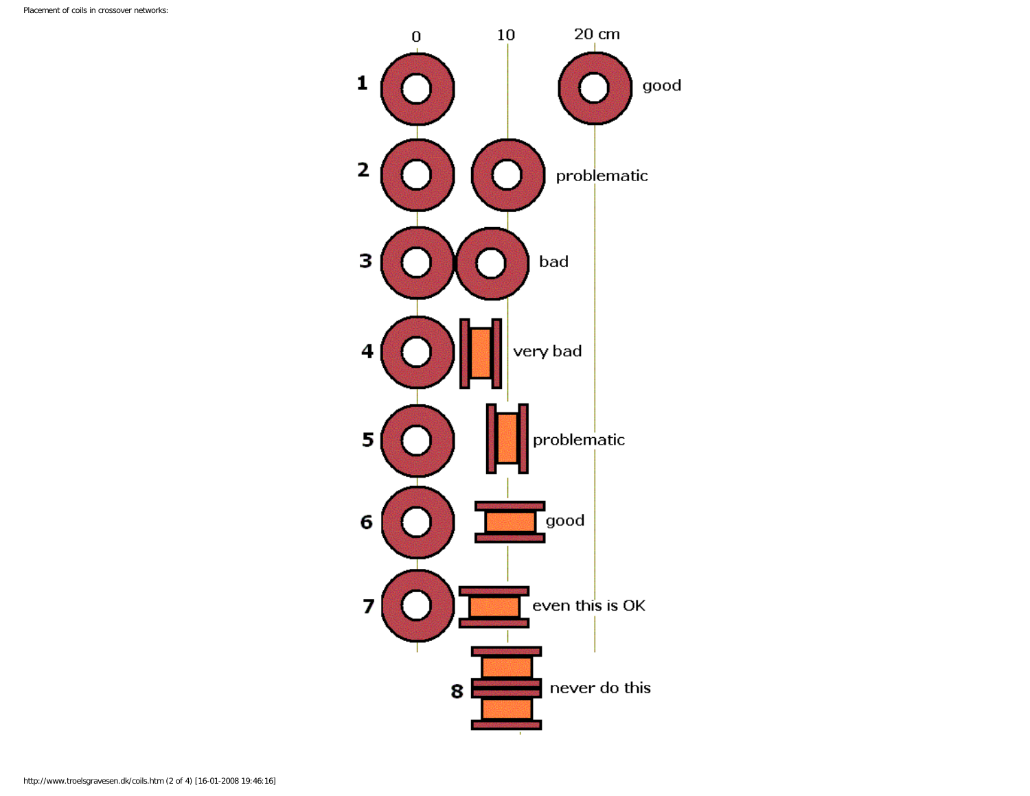Placement of coils in crossover networks:

0 10 20 cm

1 good

2 problematic

3 bad

4 very bad

5 problematic

6 good

7 even this is OK

8 never do this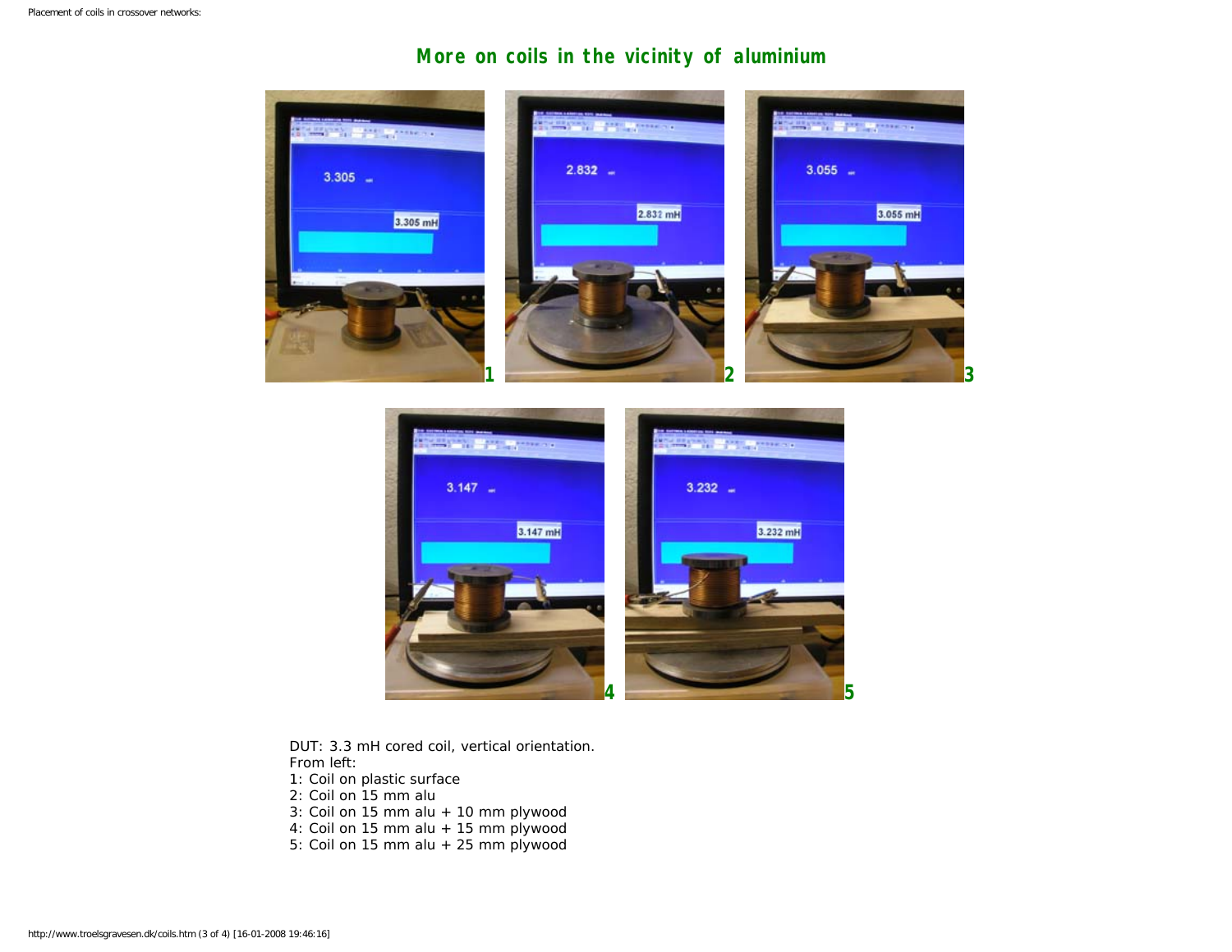## More on coils in the vicinity of aluminium

DUT: 3.3 mH cored coil, vertical orientation.
From left:
1: Coil on plastic surface
2: Coil on 15 mm alu
3: Coil on 15 mm alu + 10 mm plywood
4: Coil on 15 mm alu + 15 mm plywood
5: Coil on 15 mm alu + 25 mm plywood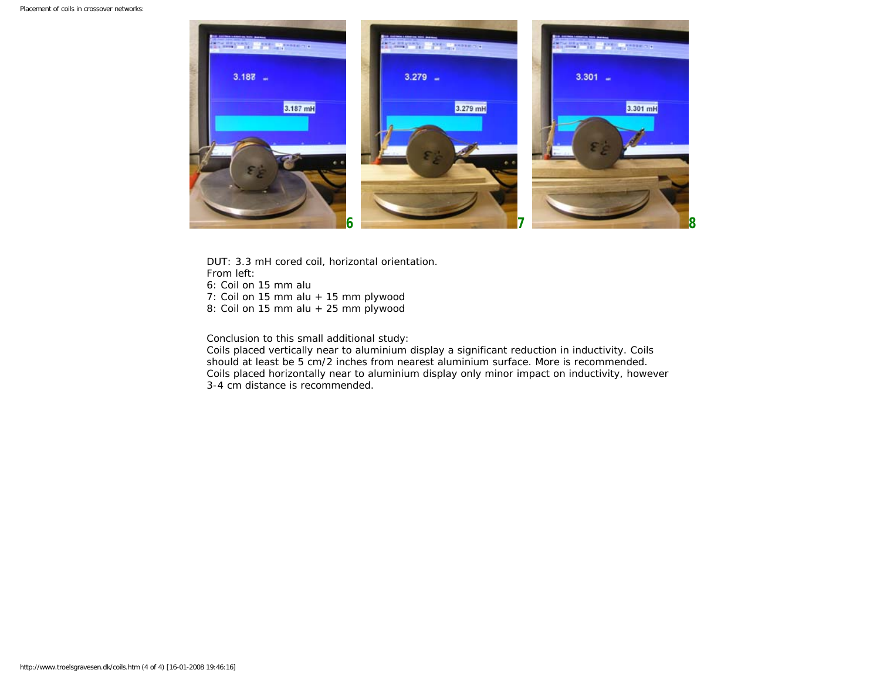DUT: 3.3 mH cored coil, horizontal orientation.
From left:
6: Coil on 15 mm alu
7: Coil on 15 mm alu + 15 mm plywood
8: Coil on 15 mm alu + 25 mm plywood

Conclusion to this small additional study:
Coils placed vertically near to aluminium display a significant reduction in inductivity. Coils should at least be 5 cm/2 inches from nearest aluminium surface. More is recommended.
Coils placed horizontally near to aluminium display only minor impact on inductivity, however 3-4 cm distance is recommended.